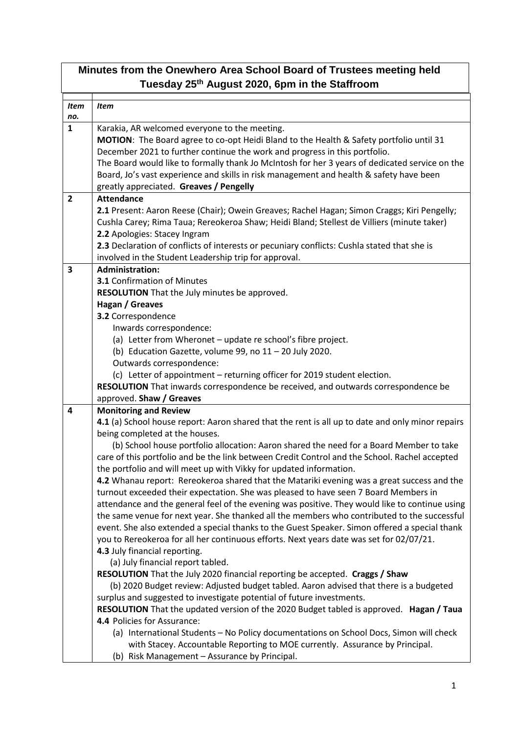# Minutes from the Onewhero Area School Board of Trustees meeting held Tuesday 25th August 2020, 6pm in the Staffroom

| *Item no.* | *Item* |
|---|---|
| **1** | Karakia, AR welcomed everyone to the meeting.<br>**MOTION**: The Board agree to co-opt Heidi Bland to the Health & Safety portfolio until 31 December 2021 to further continue the work and progress in this portfolio.<br>The Board would like to formally thank Jo McIntosh for her 3 years of dedicated service on the Board, Jo's vast experience and skills in risk management and health & safety have been greatly appreciated. **Greaves / Pengelly** |
| **2** | **Attendance**<br>**2.1** Present: Aaron Reese (Chair); Owein Greaves; Rachel Hagan; Simon Craggs; Kiri Pengelly; Cushla Carey; Rima Taua; Rereokeroa Shaw; Heidi Bland; Stellest de Villiers (minute taker)<br>**2.2** Apologies: Stacey Ingram<br>**2.3** Declaration of conflicts of interests or pecuniary conflicts: Cushla stated that she is involved in the Student Leadership trip for approval. |
| **3** | **Administration:**<br>**3.1** Confirmation of Minutes<br>**RESOLUTION** That the July minutes be approved.<br>**Hagan / Greaves**<br>**3.2** Correspondence<br>Inwards correspondence:<br>(a) Letter from Wheronet – update re school's fibre project.<br>(b) Education Gazette, volume 99, no 11 – 20 July 2020.<br>Outwards correspondence:<br>(c) Letter of appointment – returning officer for 2019 student election.<br>**RESOLUTION** That inwards correspondence be received, and outwards correspondence be approved. **Shaw / Greaves** |
| **4** | **Monitoring and Review**<br>**4.1** (a) School house report: Aaron shared that the rent is all up to date and only minor repairs being completed at the houses.<br>(b) School house portfolio allocation: Aaron shared the need for a Board Member to take care of this portfolio and be the link between Credit Control and the School. Rachel accepted the portfolio and will meet up with Vikky for updated information.<br>**4.2** Whanau report: Rereokeroa shared that the Matariki evening was a great success and the turnout exceeded their expectation. She was pleased to have seen 7 Board Members in attendance and the general feel of the evening was positive. They would like to continue using the same venue for next year. She thanked all the members who contributed to the successful event. She also extended a special thanks to the Guest Speaker. Simon offered a special thank you to Rereokeroa for all her continuous efforts. Next years date was set for 02/07/21.<br>**4.3** July financial reporting.<br>(a) July financial report tabled.<br>**RESOLUTION** That the July 2020 financial reporting be accepted. **Craggs / Shaw**<br>(b) 2020 Budget review: Adjusted budget tabled. Aaron advised that there is a budgeted surplus and suggested to investigate potential of future investments.<br>**RESOLUTION** That the updated version of the 2020 Budget tabled is approved. **Hagan / Taua**<br>**4.4** Policies for Assurance:<br>(a) International Students – No Policy documentations on School Docs, Simon will check with Stacey. Accountable Reporting to MOE currently. Assurance by Principal.<br>(b) Risk Management – Assurance by Principal. |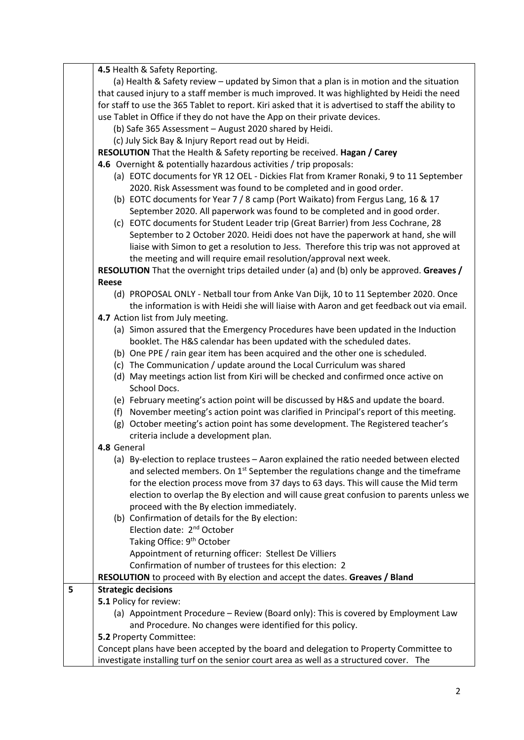| | |
|---|---|
| | **4.5** Health & Safety Reporting.<br>(a) Health & Safety review – updated by Simon that a plan is in motion and the situation that caused injury to a staff member is much improved. It was highlighted by Heidi the need for staff to use the 365 Tablet to report. Kiri asked that it is advertised to staff the ability to use Tablet in Office if they do not have the App on their private devices.<br>(b) Safe 365 Assessment – August 2020 shared by Heidi.<br>(c) July Sick Bay & Injury Report read out by Heidi.<br>**RESOLUTION** That the Health & Safety reporting be received. **Hagan / Carey**<br>**4.6** Overnight & potentially hazardous activities / trip proposals:<br>(a) EOTC documents for YR 12 OEL - Dickies Flat from Kramer Ronaki, 9 to 11 September 2020. Risk Assessment was found to be completed and in good order.<br>(b) EOTC documents for Year 7 / 8 camp (Port Waikato) from Fergus Lang, 16 & 17 September 2020. All paperwork was found to be completed and in good order.<br>(c) EOTC documents for Student Leader trip (Great Barrier) from Jess Cochrane, 28 September to 2 October 2020. Heidi does not have the paperwork at hand, she will liaise with Simon to get a resolution to Jess. Therefore this trip was not approved at the meeting and will require email resolution/approval next week.<br>**RESOLUTION** That the overnight trips detailed under (a) and (b) only be approved. **Greaves / Reese**<br>(d) PROPOSAL ONLY - Netball tour from Anke Van Dijk, 10 to 11 September 2020. Once the information is with Heidi she will liaise with Aaron and get feedback out via email.<br>**4.7** Action list from July meeting.<br>(a) Simon assured that the Emergency Procedures have been updated in the Induction booklet. The H&S calendar has been updated with the scheduled dates.<br>(b) One PPE / rain gear item has been acquired and the other one is scheduled.<br>(c) The Communication / update around the Local Curriculum was shared<br>(d) May meetings action list from Kiri will be checked and confirmed once active on School Docs.<br>(e) February meeting's action point will be discussed by H&S and update the board.<br>(f) November meeting's action point was clarified in Principal's report of this meeting.<br>(g) October meeting's action point has some development. The Registered teacher's criteria include a development plan.<br>**4.8** General<br>(a) By-election to replace trustees – Aaron explained the ratio needed between elected and selected members. On 1st September the regulations change and the timeframe for the election process move from 37 days to 63 days. This will cause the Mid term election to overlap the By election and will cause great confusion to parents unless we proceed with the By election immediately.<br>(b) Confirmation of details for the By election:<br>Election date: 2nd October<br>Taking Office: 9th October<br>Appointment of returning officer: Stellest De Villiers<br>Confirmation of number of trustees for this election: 2<br>**RESOLUTION** to proceed with By election and accept the dates. **Greaves / Bland** |
| **5** | **Strategic decisions**<br>**5.1** Policy for review:<br>(a) Appointment Procedure – Review (Board only): This is covered by Employment Law and Procedure. No changes were identified for this policy.<br>**5.2** Property Committee:<br>Concept plans have been accepted by the board and delegation to Property Committee to investigate installing turf on the senior court area as well as a structured cover. The |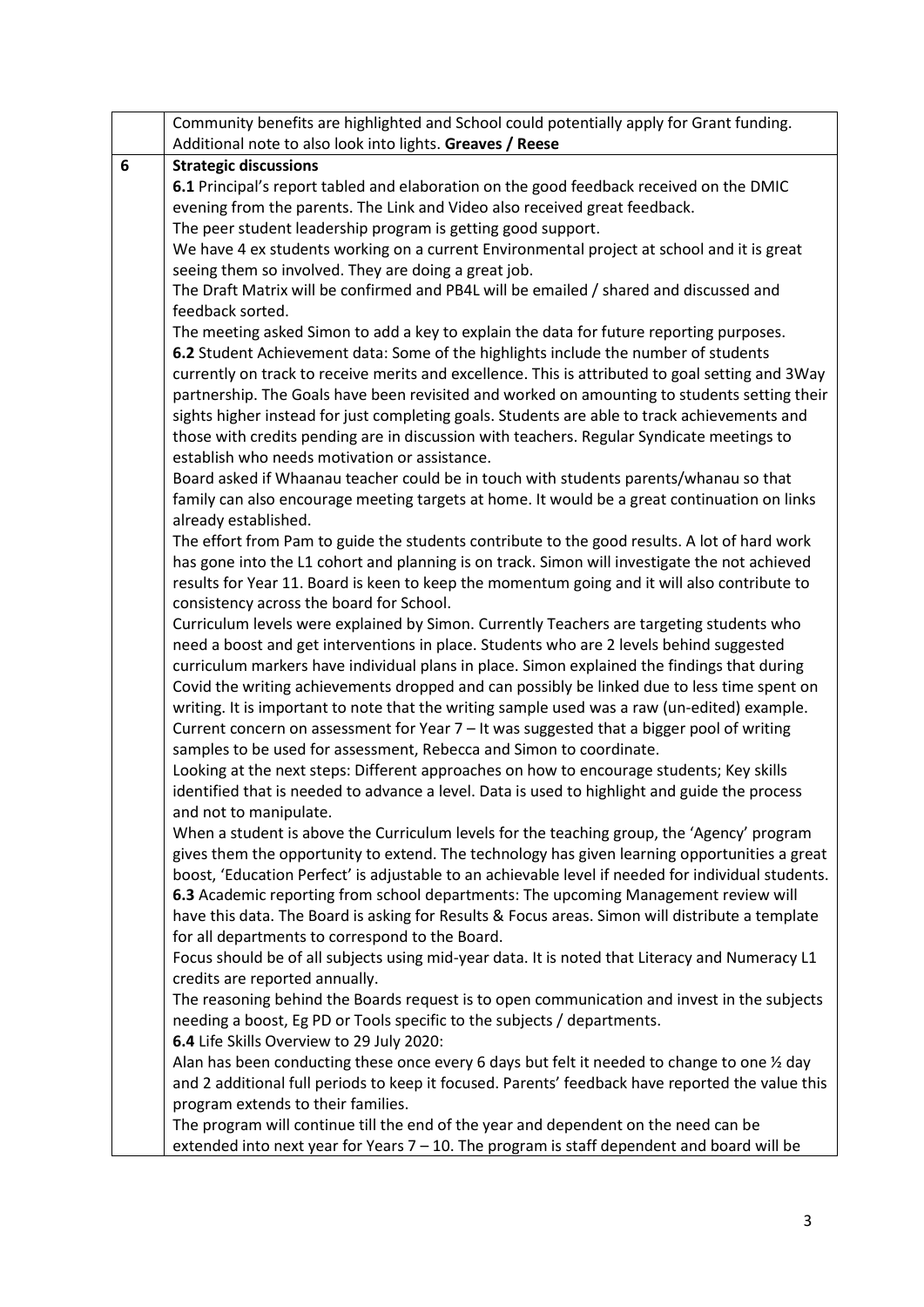|  |  |
|---|---|
|  | Community benefits are highlighted and School could potentially apply for Grant funding. Additional note to also look into lights. **Greaves / Reese** |
| **6** | **Strategic discussions**<br>**6.1** Principal's report tabled and elaboration on the good feedback received on the DMIC evening from the parents. The Link and Video also received great feedback.<br>The peer student leadership program is getting good support.<br>We have 4 ex students working on a current Environmental project at school and it is great seeing them so involved. They are doing a great job.<br>The Draft Matrix will be confirmed and PB4L will be emailed / shared and discussed and feedback sorted.<br>The meeting asked Simon to add a key to explain the data for future reporting purposes.<br>**6.2** Student Achievement data: Some of the highlights include the number of students currently on track to receive merits and excellence. This is attributed to goal setting and 3Way partnership. The Goals have been revisited and worked on amounting to students setting their sights higher instead for just completing goals. Students are able to track achievements and those with credits pending are in discussion with teachers. Regular Syndicate meetings to establish who needs motivation or assistance.<br>Board asked if Whaanau teacher could be in touch with students parents/whanau so that family can also encourage meeting targets at home. It would be a great continuation on links already established.<br>The effort from Pam to guide the students contribute to the good results. A lot of hard work has gone into the L1 cohort and planning is on track. Simon will investigate the not achieved results for Year 11. Board is keen to keep the momentum going and it will also contribute to consistency across the board for School.<br>Curriculum levels were explained by Simon. Currently Teachers are targeting students who need a boost and get interventions in place. Students who are 2 levels behind suggested curriculum markers have individual plans in place. Simon explained the findings that during Covid the writing achievements dropped and can possibly be linked due to less time spent on writing. It is important to note that the writing sample used was a raw (un-edited) example.<br>Current concern on assessment for Year 7 – It was suggested that a bigger pool of writing samples to be used for assessment, Rebecca and Simon to coordinate.<br>Looking at the next steps: Different approaches on how to encourage students; Key skills identified that is needed to advance a level. Data is used to highlight and guide the process and not to manipulate.<br>When a student is above the Curriculum levels for the teaching group, the 'Agency' program gives them the opportunity to extend. The technology has given learning opportunities a great boost, 'Education Perfect' is adjustable to an achievable level if needed for individual students.<br>**6.3** Academic reporting from school departments: The upcoming Management review will have this data. The Board is asking for Results & Focus areas. Simon will distribute a template for all departments to correspond to the Board.<br>Focus should be of all subjects using mid-year data. It is noted that Literacy and Numeracy L1 credits are reported annually.<br>The reasoning behind the Boards request is to open communication and invest in the subjects needing a boost, Eg PD or Tools specific to the subjects / departments.<br>**6.4** Life Skills Overview to 29 July 2020:<br>Alan has been conducting these once every 6 days but felt it needed to change to one ½ day and 2 additional full periods to keep it focused. Parents' feedback have reported the value this program extends to their families.<br>The program will continue till the end of the year and dependent on the need can be extended into next year for Years 7 – 10. The program is staff dependent and board will be |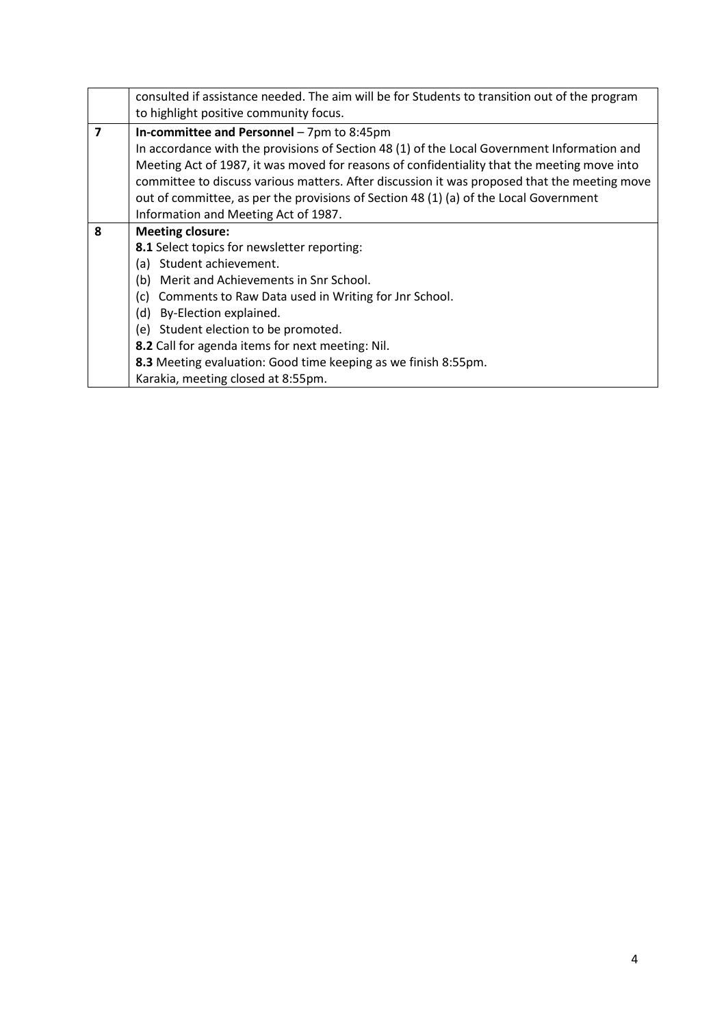| | |
|---|---|
| | consulted if assistance needed. The aim will be for Students to transition out of the program to highlight positive community focus. |
| **7** | **In-committee and Personnel** – 7pm to 8:45pm<br>In accordance with the provisions of Section 48 (1) of the Local Government Information and Meeting Act of 1987, it was moved for reasons of confidentiality that the meeting move into committee to discuss various matters. After discussion it was proposed that the meeting move out of committee, as per the provisions of Section 48 (1) (a) of the Local Government Information and Meeting Act of 1987. |
| **8** | **Meeting closure:**<br>**8.1** Select topics for newsletter reporting:<br>(a) Student achievement.<br>(b) Merit and Achievements in Snr School.<br>(c) Comments to Raw Data used in Writing for Jnr School.<br>(d) By-Election explained.<br>(e) Student election to be promoted.<br>**8.2** Call for agenda items for next meeting: Nil.<br>**8.3** Meeting evaluation: Good time keeping as we finish 8:55pm.<br>Karakia, meeting closed at 8:55pm. |